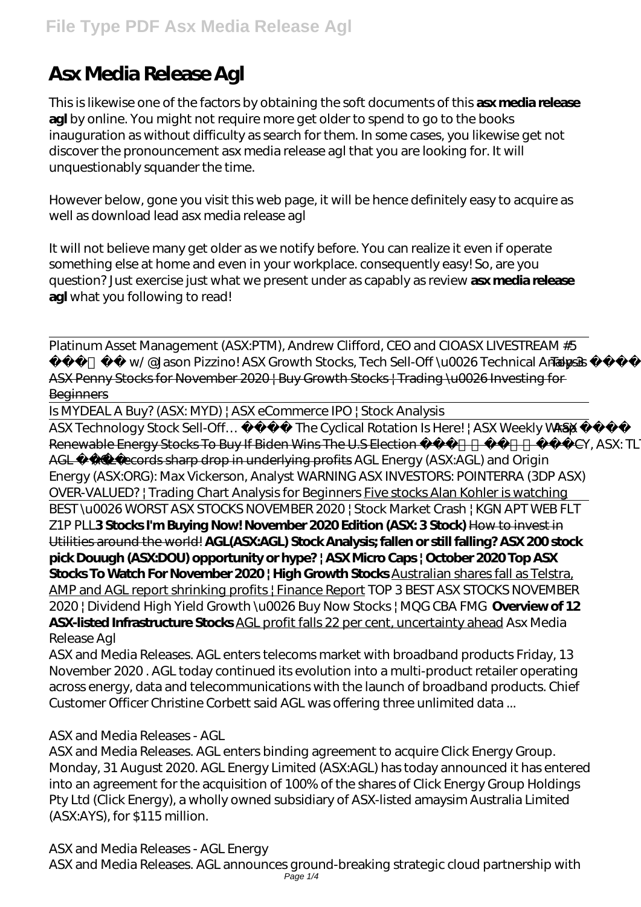# Asx Media Release Agl

This is likewise one of the factors by obtaining the soft documents of this **asx media release agl** by online. You might not require more get older to spend to go to the books inauguration as without difficulty as search for them. In some cases, you likewise get not discover the pronouncement asx media release agl that you are looking for. It will unquestionably squander the time.

However below, gone you visit this web page, it will be hence definitely easy to acquire as well as download lead asx media release agl

It will not believe many get older as we notify before. You can realize it even if operate something else at home and even in your workplace. consequently easy! So, are you question? Just exercise just what we present under as capably as review **asx media release agl** what you following to read!

---

*Platinum Asset Management (ASX:PTM), Andrew Clifford, CEO and CIO* *ASX LIVESTREAM #5 w/ @Jason Pizzino! ASX Growth Stocks, Tech Sell-Off \u0026 Technical Analysis* Top 3 ASX Penny Stocks for November 2020 | Buy Growth Stocks | Trading \u0026 Investing for Beginners

Is MYDEAL A Buy? (ASX: MYD) | ASX eCommerce IPO | Stock Analysis

ASX Technology Stock Sell-Off… The Cyclical Rotation Is Here! | ASX Weekly Wrap ASX Renewable Energy Stocks To Buy If Biden Wins The U.S Election CY, ASX: TLT AGL AGL records sharp drop in underlying profits *AGL Energy (ASX:AGL) and Origin Energy (ASX:ORG): Max Vickerson, Analyst* *WARNING ASX INVESTORS: POINTERRA (3DP ASX) OVER-VALUED? | Trading Chart Analysis for Beginners* Five stocks Alan Kohler is watching

*BEST \u0026 WORST ASX STOCKS NOVEMBER 2020 | Stock Market Crash | KGN APT WEB FLT Z1P PLL* **3 Stocks I'm Buying Now! November 2020 Edition (ASX: 3 Stock)** How to invest in Utilities around the world! **AGL(ASX:AGL) Stock Analysis; fallen or still falling? ASX 200 stock pick Douugh (ASX:DOU) opportunity or hype? | ASX Micro Caps | October 2020 Top ASX Stocks To Watch For November 2020 | High Growth Stocks** Australian shares fall as Telstra, AMP and AGL report shrinking profits | Finance Report *TOP 3 BEST ASX STOCKS NOVEMBER 2020 | Dividend High Yield Growth \u0026 Buy Now Stocks | MQG CBA FMG* **Overview of 12 ASX-listed Infrastructure Stocks** AGL profit falls 22 per cent, uncertainty ahead *Asx Media Release Agl*

ASX and Media Releases. AGL enters telecoms market with broadband products Friday, 13 November 2020 . AGL today continued its evolution into a multi-product retailer operating across energy, data and telecommunications with the launch of broadband products. Chief Customer Officer Christine Corbett said AGL was offering three unlimited data ...

*ASX and Media Releases - AGL*

ASX and Media Releases. AGL enters binding agreement to acquire Click Energy Group. Monday, 31 August 2020. AGL Energy Limited (ASX:AGL) has today announced it has entered into an agreement for the acquisition of 100% of the shares of Click Energy Group Holdings Pty Ltd (Click Energy), a wholly owned subsidiary of ASX-listed amaysim Australia Limited (ASX:AYS), for $115 million.

*ASX and Media Releases - AGL Energy*

ASX and Media Releases. AGL announces ground-breaking strategic cloud partnership with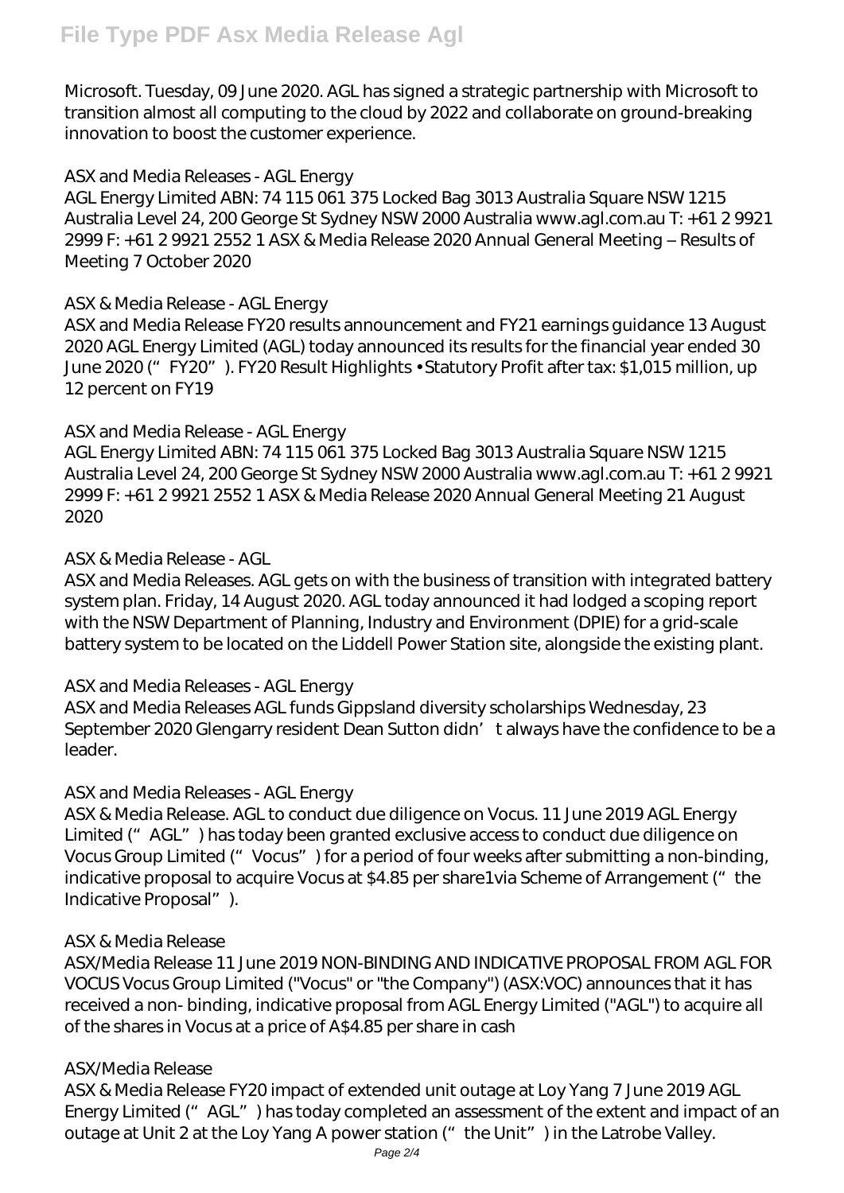Microsoft. Tuesday, 09 June 2020. AGL has signed a strategic partnership with Microsoft to transition almost all computing to the cloud by 2022 and collaborate on ground-breaking innovation to boost the customer experience.

## ASX and Media Releases - AGL Energy

AGL Energy Limited ABN: 74 115 061 375 Locked Bag 3013 Australia Square NSW 1215 Australia Level 24, 200 George St Sydney NSW 2000 Australia www.agl.com.au T: +61 2 9921 2999 F: +61 2 9921 2552 1 ASX & Media Release 2020 Annual General Meeting – Results of Meeting 7 October 2020

## ASX & Media Release - AGL Energy

ASX and Media Release FY20 results announcement and FY21 earnings guidance 13 August 2020 AGL Energy Limited (AGL) today announced its results for the financial year ended 30 June 2020 ("FY20"). FY20 Result Highlights • Statutory Profit after tax: $1,015 million, up 12 percent on FY19

## ASX and Media Release - AGL Energy

AGL Energy Limited ABN: 74 115 061 375 Locked Bag 3013 Australia Square NSW 1215 Australia Level 24, 200 George St Sydney NSW 2000 Australia www.agl.com.au T: +61 2 9921 2999 F: +61 2 9921 2552 1 ASX & Media Release 2020 Annual General Meeting 21 August 2020

## ASX & Media Release - AGL

ASX and Media Releases. AGL gets on with the business of transition with integrated battery system plan. Friday, 14 August 2020. AGL today announced it had lodged a scoping report with the NSW Department of Planning, Industry and Environment (DPIE) for a grid-scale battery system to be located on the Liddell Power Station site, alongside the existing plant.

## ASX and Media Releases - AGL Energy

ASX and Media Releases AGL funds Gippsland diversity scholarships Wednesday, 23 September 2020 Glengarry resident Dean Sutton didn't always have the confidence to be a leader.

## ASX and Media Releases - AGL Energy

ASX & Media Release. AGL to conduct due diligence on Vocus. 11 June 2019 AGL Energy Limited ("AGL") has today been granted exclusive access to conduct due diligence on Vocus Group Limited ("Vocus") for a period of four weeks after submitting a non-binding, indicative proposal to acquire Vocus at $4.85 per share1via Scheme of Arrangement ("the Indicative Proposal").

## ASX & Media Release

ASX/Media Release 11 June 2019 NON-BINDING AND INDICATIVE PROPOSAL FROM AGL FOR VOCUS Vocus Group Limited ("Vocus" or "the Company") (ASX:VOC) announces that it has received a non- binding, indicative proposal from AGL Energy Limited ("AGL") to acquire all of the shares in Vocus at a price of A$4.85 per share in cash

## ASX/Media Release

ASX & Media Release FY20 impact of extended unit outage at Loy Yang 7 June 2019 AGL Energy Limited ("AGL") has today completed an assessment of the extent and impact of an outage at Unit 2 at the Loy Yang A power station ("the Unit") in the Latrobe Valley.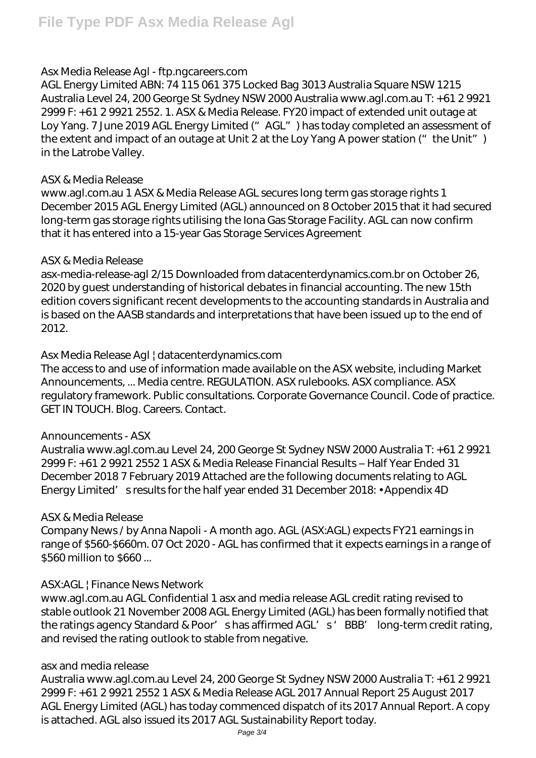### Asx Media Release Agl - ftp.ngcareers.com

AGL Energy Limited ABN: 74 115 061 375 Locked Bag 3013 Australia Square NSW 1215 Australia Level 24, 200 George St Sydney NSW 2000 Australia www.agl.com.au T: +61 2 9921 2999 F: +61 2 9921 2552. 1. ASX & Media Release. FY20 impact of extended unit outage at Loy Yang. 7 June 2019 AGL Energy Limited ("AGL") has today completed an assessment of the extent and impact of an outage at Unit 2 at the Loy Yang A power station ("the Unit") in the Latrobe Valley.

### ASX & Media Release

www.agl.com.au 1 ASX & Media Release AGL secures long term gas storage rights 1 December 2015 AGL Energy Limited (AGL) announced on 8 October 2015 that it had secured long-term gas storage rights utilising the Iona Gas Storage Facility. AGL can now confirm that it has entered into a 15-year Gas Storage Services Agreement

### ASX & Media Release

asx-media-release-agl 2/15 Downloaded from datacenterdynamics.com.br on October 26, 2020 by guest understanding of historical debates in financial accounting. The new 15th edition covers significant recent developments to the accounting standards in Australia and is based on the AASB standards and interpretations that have been issued up to the end of 2012.

### Asx Media Release Agl | datacenterdynamics.com

The access to and use of information made available on the ASX website, including Market Announcements, ... Media centre. REGULATION. ASX rulebooks. ASX compliance. ASX regulatory framework. Public consultations. Corporate Governance Council. Code of practice. GET IN TOUCH. Blog. Careers. Contact.

### Announcements - ASX

Australia www.agl.com.au Level 24, 200 George St Sydney NSW 2000 Australia T: +61 2 9921 2999 F: +61 2 9921 2552 1 ASX & Media Release Financial Results – Half Year Ended 31 December 2018 7 February 2019 Attached are the following documents relating to AGL Energy Limited's results for the half year ended 31 December 2018: • Appendix 4D

### ASX & Media Release

Company News / by Anna Napoli - A month ago. AGL (ASX:AGL) expects FY21 earnings in range of $560-$660m. 07 Oct 2020 - AGL has confirmed that it expects earnings in a range of $560 million to $660 ...

### ASX:AGL | Finance News Network

www.agl.com.au AGL Confidential 1 asx and media release AGL credit rating revised to stable outlook 21 November 2008 AGL Energy Limited (AGL) has been formally notified that the ratings agency Standard & Poor's has affirmed AGL's 'BBB' long-term credit rating, and revised the rating outlook to stable from negative.

### asx and media release

Australia www.agl.com.au Level 24, 200 George St Sydney NSW 2000 Australia T: +61 2 9921 2999 F: +61 2 9921 2552 1 ASX & Media Release AGL 2017 Annual Report 25 August 2017 AGL Energy Limited (AGL) has today commenced dispatch of its 2017 Annual Report. A copy is attached. AGL also issued its 2017 AGL Sustainability Report today.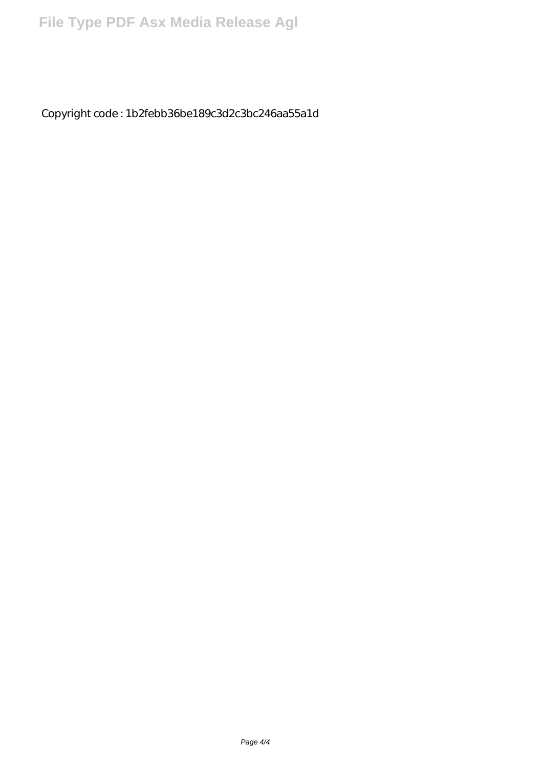Copyright code : 1b2febb36be189c3d2c3bc246aa55a1d